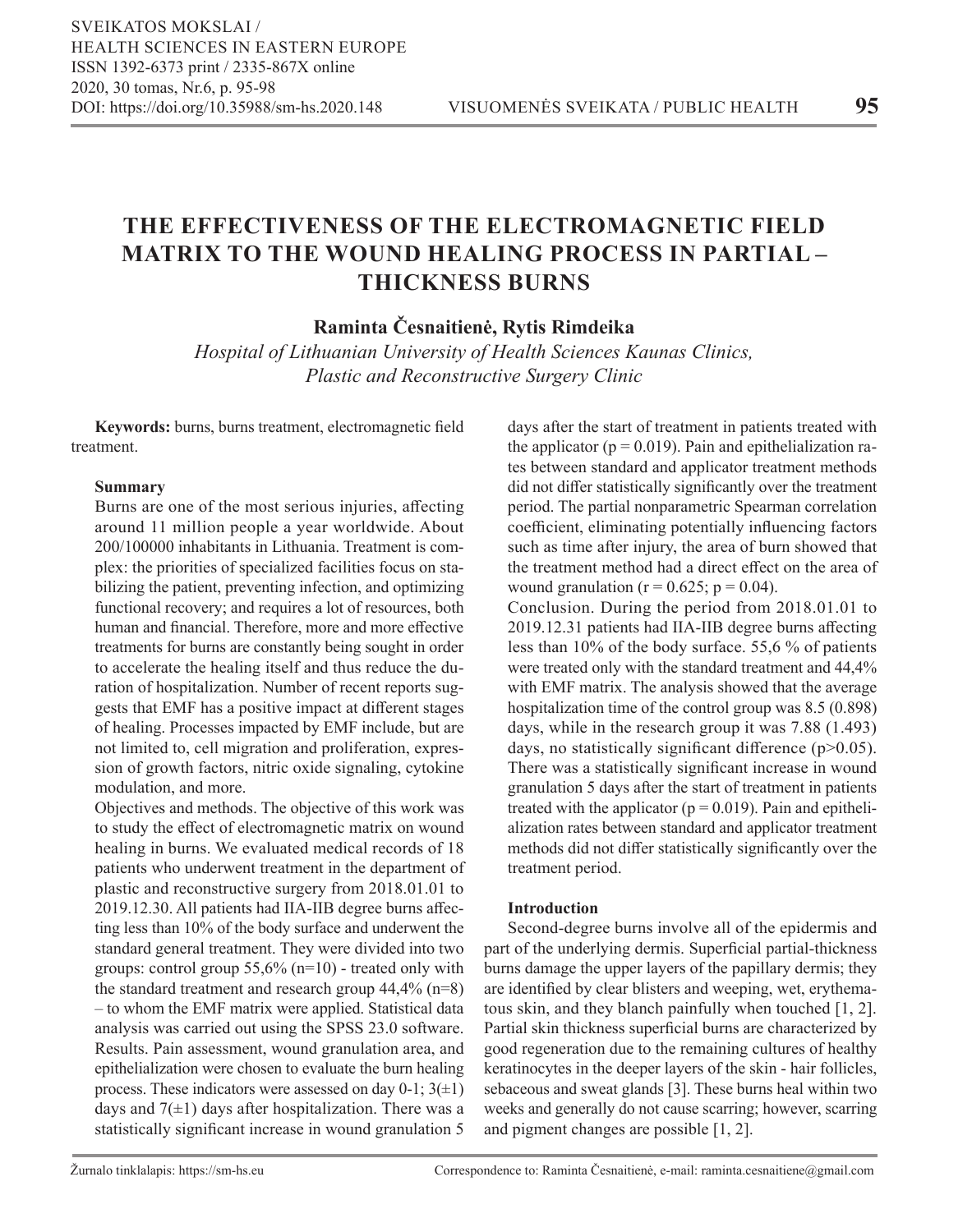# THE EFFECTIVENESS OF THE ELECTROMAGNETIC FIELD MATRIX TO THE WOUND HEALING PROCESS IN PARTIAL – THICKNESS BURNS

**Raminta Česnaitienė, Rytis Rimdeika**

*Hospital of Lithuanian University of Health Sciences Kaunas Clinics, Plastic and Reconstructive Surgery Clinic*

**Keywords:** burns, burns treatment, electromagnetic field treatment.

### Summary

Burns are one of the most serious injuries, affecting around 11 million people a year worldwide. About 200/100000 inhabitants in Lithuania. Treatment is complex: the priorities of specialized facilities focus on stabilizing the patient, preventing infection, and optimizing functional recovery; and requires a lot of resources, both human and financial. Therefore, more and more effective treatments for burns are constantly being sought in order to accelerate the healing itself and thus reduce the duration of hospitalization. Number of recent reports suggests that EMF has a positive impact at different stages of healing. Processes impacted by EMF include, but are not limited to, cell migration and proliferation, expression of growth factors, nitric oxide signaling, cytokine modulation, and more.

Objectives and methods. The objective of this work was to study the effect of electromagnetic matrix on wound healing in burns. We evaluated medical records of 18 patients who underwent treatment in the department of plastic and reconstructive surgery from 2018.01.01 to 2019.12.30. All patients had IIA-IIB degree burns affecting less than 10% of the body surface and underwent the standard general treatment. They were divided into two groups: control group 55,6% (n=10) - treated only with the standard treatment and research group 44,4% (n=8) – to whom the EMF matrix were applied. Statistical data analysis was carried out using the SPSS 23.0 software.

Results. Pain assessment, wound granulation area, and epithelialization were chosen to evaluate the burn healing process. These indicators were assessed on day 0-1; 3(±1) days and 7(±1) days after hospitalization. There was a statistically significant increase in wound granulation 5 days after the start of treatment in patients treated with the applicator ($p = 0.019$). Pain and epithelialization rates between standard and applicator treatment methods did not differ statistically significantly over the treatment period. The partial nonparametric Spearman correlation coefficient, eliminating potentially influencing factors such as time after injury, the area of burn showed that the treatment method had a direct effect on the area of wound granulation ($r = 0.625$; $p = 0.04$).

Conclusion. During the period from 2018.01.01 to 2019.12.31 patients had IIA-IIB degree burns affecting less than 10% of the body surface. 55,6 % of patients were treated only with the standard treatment and 44,4% with EMF matrix. The analysis showed that the average hospitalization time of the control group was 8.5 (0.898) days, while in the research group it was 7.88 (1.493) days, no statistically significant difference ($p>0.05$). There was a statistically significant increase in wound granulation 5 days after the start of treatment in patients treated with the applicator ($p = 0.019$). Pain and epithelialization rates between standard and applicator treatment methods did not differ statistically significantly over the treatment period.

### Introduction

Second-degree burns involve all of the epidermis and part of the underlying dermis. Superficial partial-thickness burns damage the upper layers of the papillary dermis; they are identified by clear blisters and weeping, wet, erythematous skin, and they blanch painfully when touched [1, 2]. Partial skin thickness superficial burns are characterized by good regeneration due to the remaining cultures of healthy keratinocytes in the deeper layers of the skin - hair follicles, sebaceous and sweat glands [3]. These burns heal within two weeks and generally do not cause scarring; however, scarring and pigment changes are possible [1, 2].

Žurnalo tinklalapis: https://sm-hs.eu Correspondence to: Raminta Česnaitienė, e-mail: raminta.cesnaitiene@gmail.com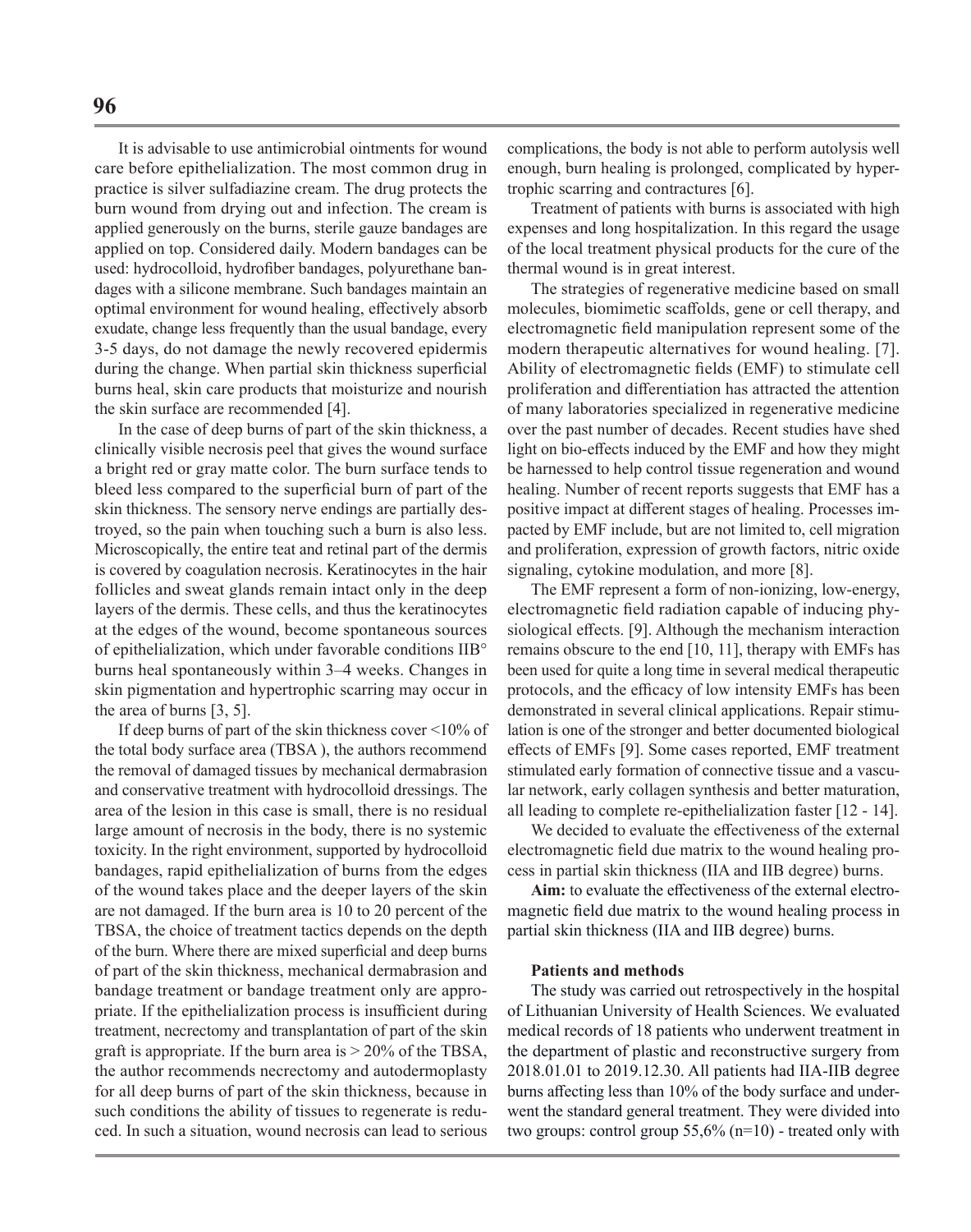It is advisable to use antimicrobial ointments for wound care before epithelialization. The most common drug in practice is silver sulfadiazine cream. The drug protects the burn wound from drying out and infection. The cream is applied generously on the burns, sterile gauze bandages are applied on top. Considered daily. Modern bandages can be used: hydrocolloid, hydrofiber bandages, polyurethane bandages with a silicone membrane. Such bandages maintain an optimal environment for wound healing, effectively absorb exudate, change less frequently than the usual bandage, every 3-5 days, do not damage the newly recovered epidermis during the change. When partial skin thickness superficial burns heal, skin care products that moisturize and nourish the skin surface are recommended [4].

In the case of deep burns of part of the skin thickness, a clinically visible necrosis peel that gives the wound surface a bright red or gray matte color. The burn surface tends to bleed less compared to the superficial burn of part of the skin thickness. The sensory nerve endings are partially destroyed, so the pain when touching such a burn is also less. Microscopically, the entire teat and retinal part of the dermis is covered by coagulation necrosis. Keratinocytes in the hair follicles and sweat glands remain intact only in the deep layers of the dermis. These cells, and thus the keratinocytes at the edges of the wound, become spontaneous sources of epithelialization, which under favorable conditions IIB° burns heal spontaneously within 3–4 weeks. Changes in skin pigmentation and hypertrophic scarring may occur in the area of burns [3, 5].

If deep burns of part of the skin thickness cover <10% of the total body surface area (TBSA ), the authors recommend the removal of damaged tissues by mechanical dermabrasion and conservative treatment with hydrocolloid dressings. The area of the lesion in this case is small, there is no residual large amount of necrosis in the body, there is no systemic toxicity. In the right environment, supported by hydrocolloid bandages, rapid epithelialization of burns from the edges of the wound takes place and the deeper layers of the skin are not damaged. If the burn area is 10 to 20 percent of the TBSA, the choice of treatment tactics depends on the depth of the burn. Where there are mixed superficial and deep burns of part of the skin thickness, mechanical dermabrasion and bandage treatment or bandage treatment only are appropriate. If the epithelialization process is insufficient during treatment, necrectomy and transplantation of part of the skin graft is appropriate. If the burn area is > 20% of the TBSA, the author recommends necrectomy and autodermoplasty for all deep burns of part of the skin thickness, because in such conditions the ability of tissues to regenerate is reduced. In such a situation, wound necrosis can lead to serious complications, the body is not able to perform autolysis well enough, burn healing is prolonged, complicated by hypertrophic scarring and contractures [6].

Treatment of patients with burns is associated with high expenses and long hospitalization. In this regard the usage of the local treatment physical products for the cure of the thermal wound is in great interest.

The strategies of regenerative medicine based on small molecules, biomimetic scaffolds, gene or cell therapy, and electromagnetic field manipulation represent some of the modern therapeutic alternatives for wound healing. [7]. Ability of electromagnetic fields (EMF) to stimulate cell proliferation and differentiation has attracted the attention of many laboratories specialized in regenerative medicine over the past number of decades. Recent studies have shed light on bio-effects induced by the EMF and how they might be harnessed to help control tissue regeneration and wound healing. Number of recent reports suggests that EMF has a positive impact at different stages of healing. Processes impacted by EMF include, but are not limited to, cell migration and proliferation, expression of growth factors, nitric oxide signaling, cytokine modulation, and more [8].

The EMF represent a form of non-ionizing, low-energy, electromagnetic field radiation capable of inducing physiological effects. [9]. Although the mechanism interaction remains obscure to the end [10, 11], therapy with EMFs has been used for quite a long time in several medical therapeutic protocols, and the efficacy of low intensity EMFs has been demonstrated in several clinical applications. Repair stimulation is one of the stronger and better documented biological effects of EMFs [9]. Some cases reported, EMF treatment stimulated early formation of connective tissue and a vascular network, early collagen synthesis and better maturation, all leading to complete re-epithelialization faster [12 - 14].

We decided to evaluate the effectiveness of the external electromagnetic field due matrix to the wound healing process in partial skin thickness (IIA and IIB degree) burns.

**Aim:** to evaluate the effectiveness of the external electromagnetic field due matrix to the wound healing process in partial skin thickness (IIA and IIB degree) burns.

**Patients and methods**

The study was carried out retrospectively in the hospital of Lithuanian University of Health Sciences. We evaluated medical records of 18 patients who underwent treatment in the department of plastic and reconstructive surgery from 2018.01.01 to 2019.12.30. All patients had IIA-IIB degree burns affecting less than 10% of the body surface and underwent the standard general treatment. They were divided into two groups: control group 55,6% (n=10) - treated only with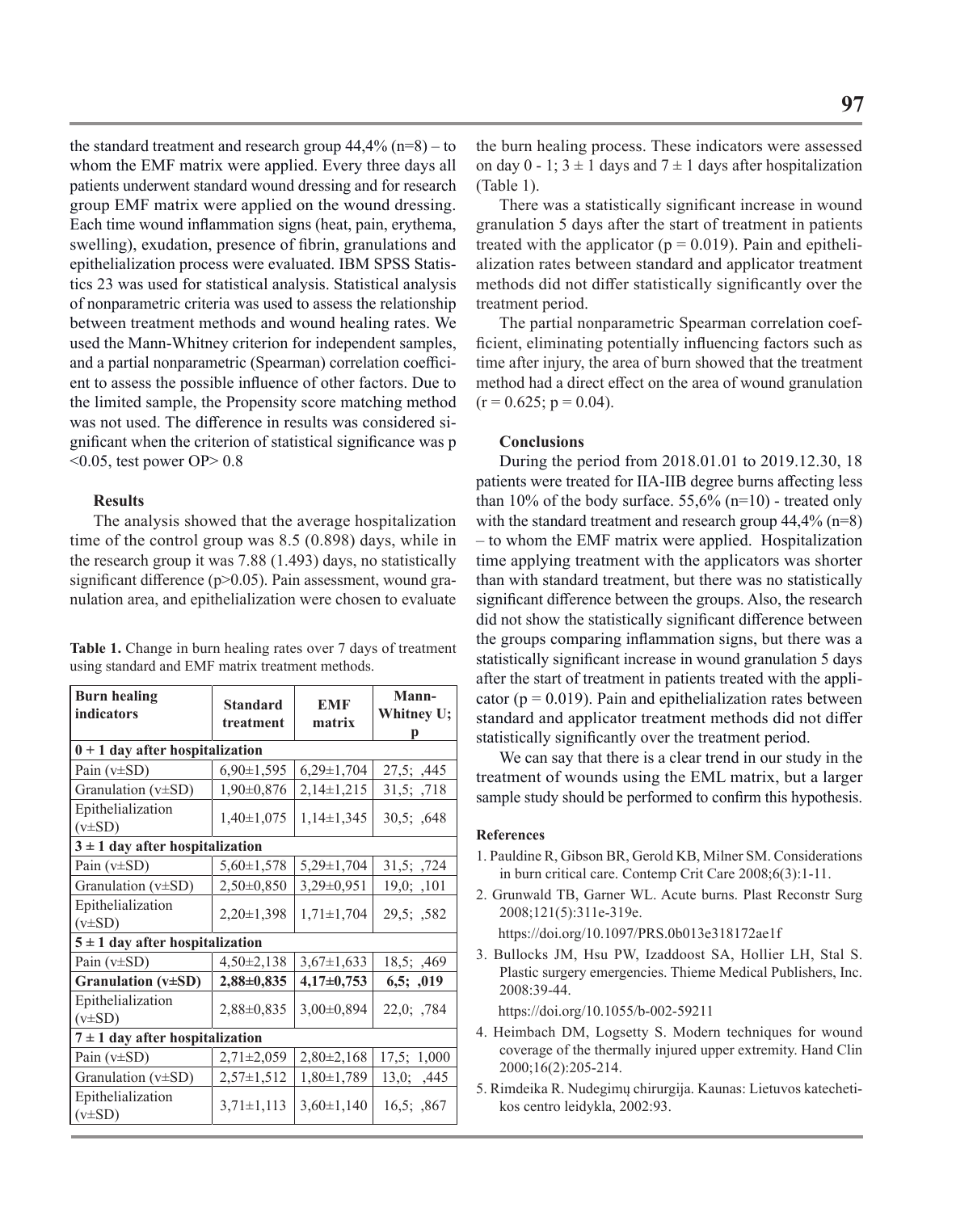the standard treatment and research group 44,4% (n=8) – to whom the EMF matrix were applied. Every three days all patients underwent standard wound dressing and for research group EMF matrix were applied on the wound dressing. Each time wound inflammation signs (heat, pain, erythema, swelling), exudation, presence of fibrin, granulations and epithelialization process were evaluated. IBM SPSS Statistics 23 was used for statistical analysis. Statistical analysis of nonparametric criteria was used to assess the relationship between treatment methods and wound healing rates. We used the Mann-Whitney criterion for independent samples, and a partial nonparametric (Spearman) correlation coefficient to assess the possible influence of other factors. Due to the limited sample, the Propensity score matching method was not used. The difference in results was considered significant when the criterion of statistical significance was $p < 0.05$, test power OP> 0.8

### Results

The analysis showed that the average hospitalization time of the control group was 8.5 (0.898) days, while in the research group it was 7.88 (1.493) days, no statistically significant difference ($p>0.05$). Pain assessment, wound granulation area, and epithelialization were chosen to evaluate the burn healing process. These indicators were assessed on day 0 - 1; 3 ± 1 days and 7 ± 1 days after hospitalization (Table 1).

**Table 1.** Change in burn healing rates over 7 days of treatment using standard and EMF matrix treatment methods.

| Burn healing indicators | Standard treatment | EMF matrix | Mann-Whitney U; p |
|---|---|---|---|
| **0 + 1 day after hospitalization** | | | |
| Pain (v±SD) | 6,90±1,595 | 6,29±1,704 | 27,5; ,445 |
| Granulation (v±SD) | 1,90±0,876 | 2,14±1,215 | 31,5; ,718 |
| Epithelialization (v±SD) | 1,40±1,075 | 1,14±1,345 | 30,5; ,648 |
| **3 ± 1 day after hospitalization** | | | |
| Pain (v±SD) | 5,60±1,578 | 5,29±1,704 | 31,5; ,724 |
| Granulation (v±SD) | 2,50±0,850 | 3,29±0,951 | 19,0; ,101 |
| Epithelialization (v±SD) | 2,20±1,398 | 1,71±1,704 | 29,5; ,582 |
| **5 ± 1 day after hospitalization** | | | |
| Pain (v±SD) | 4,50±2,138 | 3,67±1,633 | 18,5; ,469 |
| **Granulation (v±SD)** | **2,88±0,835** | **4,17±0,753** | **6,5; ,019** |
| Epithelialization (v±SD) | 2,88±0,835 | 3,00±0,894 | 22,0; ,784 |
| **7 ± 1 day after hospitalization** | | | |
| Pain (v±SD) | 2,71±2,059 | 2,80±2,168 | 17,5; 1,000 |
| Granulation (v±SD) | 2,57±1,512 | 1,80±1,789 | 13,0; ,445 |
| Epithelialization (v±SD) | 3,71±1,113 | 3,60±1,140 | 16,5; ,867 |

There was a statistically significant increase in wound granulation 5 days after the start of treatment in patients treated with the applicator ($p = 0.019$). Pain and epithelialization rates between standard and applicator treatment methods did not differ statistically significantly over the treatment period.

The partial nonparametric Spearman correlation coefficient, eliminating potentially influencing factors such as time after injury, the area of burn showed that the treatment method had a direct effect on the area of wound granulation ($r = 0.625$; $p = 0.04$).

### Conclusions

During the period from 2018.01.01 to 2019.12.30, 18 patients were treated for IIA-IIB degree burns affecting less than 10% of the body surface. 55,6% (n=10) - treated only with the standard treatment and research group 44,4% (n=8) – to whom the EMF matrix were applied. Hospitalization time applying treatment with the applicators was shorter than with standard treatment, but there was no statistically significant difference between the groups. Also, the research did not show the statistically significant difference between the groups comparing inflammation signs, but there was a statistically significant increase in wound granulation 5 days after the start of treatment in patients treated with the applicator ($p = 0.019$). Pain and epithelialization rates between standard and applicator treatment methods did not differ statistically significantly over the treatment period.

We can say that there is a clear trend in our study in the treatment of wounds using the EML matrix, but a larger sample study should be performed to confirm this hypothesis.

### References

1. Pauldine R, Gibson BR, Gerold KB, Milner SM. Considerations in burn critical care. Contemp Crit Care 2008;6(3):1-11.
2. Grunwald TB, Garner WL. Acute burns. Plast Reconstr Surg 2008;121(5):311e-319e. https://doi.org/10.1097/PRS.0b013e318172ae1f
3. Bullocks JM, Hsu PW, Izaddoost SA, Hollier LH, Stal S. Plastic surgery emergencies. Thieme Medical Publishers, Inc. 2008:39-44. https://doi.org/10.1055/b-002-59211
4. Heimbach DM, Logsetty S. Modern techniques for wound coverage of the thermally injured upper extremity. Hand Clin 2000;16(2):205-214.
5. Rimdeika R. Nudegimų chirurgija. Kaunas: Lietuvos katechetikos centro leidykla, 2002:93.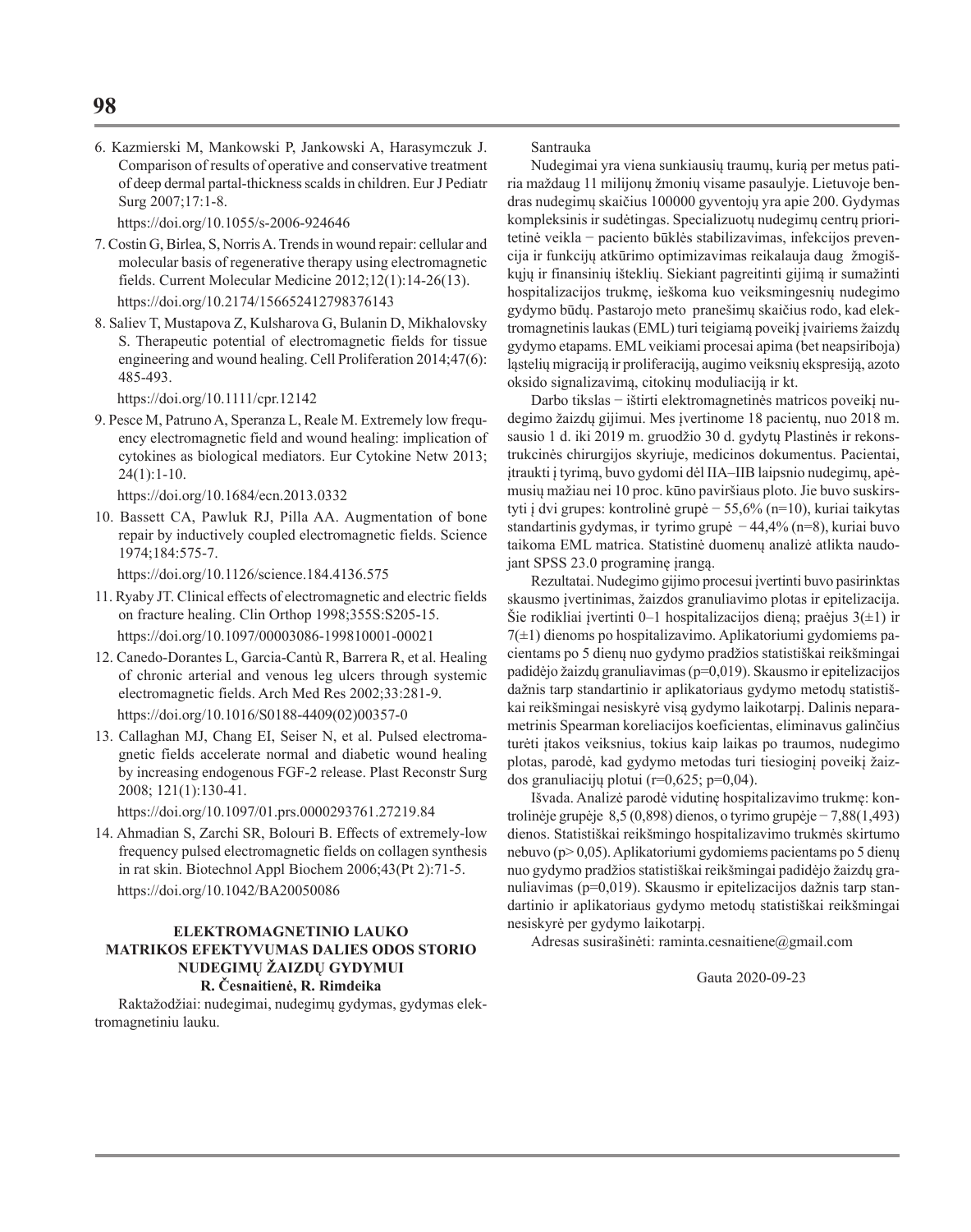6. Kazmierski M, Mankowski P, Jankowski A, Harasymczuk J. Comparison of results of operative and conservative treatment of deep dermal partal-thickness scalds in children. Eur J Pediatr Surg 2007;17:1-8.
https://doi.org/10.1055/s-2006-924646

7. Costin G, Birlea, S, Norris A. Trends in wound repair: cellular and molecular basis of regenerative therapy using electromagnetic fields. Current Molecular Medicine 2012;12(1):14-26(13).
https://doi.org/10.2174/156652412798376143

8. Saliev T, Mustapova Z, Kulsharova G, Bulanin D, Mikhalovsky S. Therapeutic potential of electromagnetic fields for tissue engineering and wound healing. Cell Proliferation 2014;47(6): 485-493.
https://doi.org/10.1111/cpr.12142

9. Pesce M, Patruno A, Speranza L, Reale M. Extremely low frequency electromagnetic field and wound healing: implication of cytokines as biological mediators. Eur Cytokine Netw 2013; 24(1):1-10.
https://doi.org/10.1684/ecn.2013.0332

10. Bassett CA, Pawluk RJ, Pilla AA. Augmentation of bone repair by inductively coupled electromagnetic fields. Science 1974;184:575-7.
https://doi.org/10.1126/science.184.4136.575

11. Ryaby JT. Clinical effects of electromagnetic and electric fields on fracture healing. Clin Orthop 1998;355S:S205-15.
https://doi.org/10.1097/00003086-199810001-00021

12. Canedo-Dorantes L, Garcia-Cantù R, Barrera R, et al. Healing of chronic arterial and venous leg ulcers through systemic electromagnetic fields. Arch Med Res 2002;33:281-9.
https://doi.org/10.1016/S0188-4409(02)00357-0

13. Callaghan MJ, Chang EI, Seiser N, et al. Pulsed electromagnetic fields accelerate normal and diabetic wound healing by increasing endogenous FGF-2 release. Plast Reconstr Surg 2008; 121(1):130-41.
https://doi.org/10.1097/01.prs.0000293761.27219.84

14. Ahmadian S, Zarchi SR, Bolouri B. Effects of extremely-low frequency pulsed electromagnetic fields on collagen synthesis in rat skin. Biotechnol Appl Biochem 2006;43(Pt 2):71-5.
https://doi.org/10.1042/BA20050086

## ELEKTROMAGNETINIO LAUKO MATRIKOS EFEKTYVUMAS DALIES ODOS STORIO NUDEGIMŲ ŽAIZDŲ GYDYMUI

**R. Česnaitienė, R. Rimdeika**

Raktažodžiai: nudegimai, nudegimų gydymas, gydymas elektromagnetiniu lauku.

Santrauka

Nudegimai yra viena sunkiausių traumų, kurią per metus patiria maždaug 11 milijonų žmonių visame pasaulyje. Lietuvoje bendras nudegimų skaičius 100000 gyventojų yra apie 200. Gydymas kompleksinis ir sudėtingas. Specializuotų nudegimų centrų prioritetinė veikla − paciento būklės stabilizavimas, infekcijos prevencija ir funkcijų atkūrimo optimizavimas reikalauja daug žmogiškųjų ir finansinių išteklių. Siekiant pagreitinti gijimą ir sumažinti hospitalizacijos trukmę, ieškoma kuo veiksmingesnių nudegimo gydymo būdų. Pastarojo meto pranešimų skaičius rodo, kad elektromagnetinis laukas (EML) turi teigiamą poveikį įvairiems žaizdų gydymo etapams. EML veikiami procesai apima (bet neapsiriboja) ląstelių migraciją ir proliferaciją, augimo veiksnių ekspresiją, azoto oksido signalizavimą, citokinų moduliaciją ir kt.

Darbo tikslas − ištirti elektromagnetinės matricos poveikį nudegimo žaizdų gijimui. Mes įvertinome 18 pacientų, nuo 2018 m. sausio 1 d. iki 2019 m. gruodžio 30 d. gydytų Plastinės ir rekonstrukcinės chirurgijos skyriuje, medicinos dokumentus. Pacientai, įtraukti į tyrimą, buvo gydomi dėl IIA–IIB laipsnio nudegimų, apėmusių mažiau nei 10 proc. kūno paviršiaus ploto. Jie buvo suskirstyti į dvi grupes: kontrolinė grupė − 55,6% (n=10), kuriai taikytas standartinis gydymas, ir tyrimo grupė − 44,4% (n=8), kuriai buvo taikoma EML matrica. Statistinė duomenų analizė atlikta naudojant SPSS 23.0 programinę įrangą.

Rezultatai. Nudegimo gijimo procesui įvertinti buvo pasirinktas skausmo įvertinimas, žaizdos granuliavimo plotas ir epitelizacija. Šie rodikliai įvertinti 0–1 hospitalizacijos dieną; praėjus 3(±1) ir 7(±1) dienoms po hospitalizavimo. Aplikatoriumi gydomiems pacientams po 5 dienų nuo gydymo pradžios statistiškai reikšmingai padidėjo žaizdų granuliavimas (p=0,019). Skausmo ir epitelizacijos dažnis tarp standartinio ir aplikatoriaus gydymo metodų statistiškai reikšmingai nesiskyrė visą gydymo laikotarpį. Dalinis neparametrinis Spearman koreliacijos koeficientas, eliminavus galinčius turėti įtakos veiksnius, tokius kaip laikas po traumos, nudegimo plotas, parodė, kad gydymo metodas turi tiesioginį poveikį žaizdos granuliacijų plotui (r=0,625; p=0,04).

Išvada. Analizė parodė vidutinę hospitalizavimo trukmę: kontrolinėje grupėje 8,5 (0,898) dienos, o tyrimo grupėje − 7,88(1,493) dienos. Statistiškai reikšmingo hospitalizavimo trukmės skirtumo nebuvo (p> 0,05). Aplikatoriumi gydomiems pacientams po 5 dienų nuo gydymo pradžios statistiškai reikšmingai padidėjo žaizdų granuliavimas (p=0,019). Skausmo ir epitelizacijos dažnis tarp standartinio ir aplikatoriaus gydymo metodų statistiškai reikšmingai nesiskyrė per gydymo laikotarpį.

Adresas susirašinėti: raminta.cesnaitiene@gmail.com

Gauta 2020-09-23